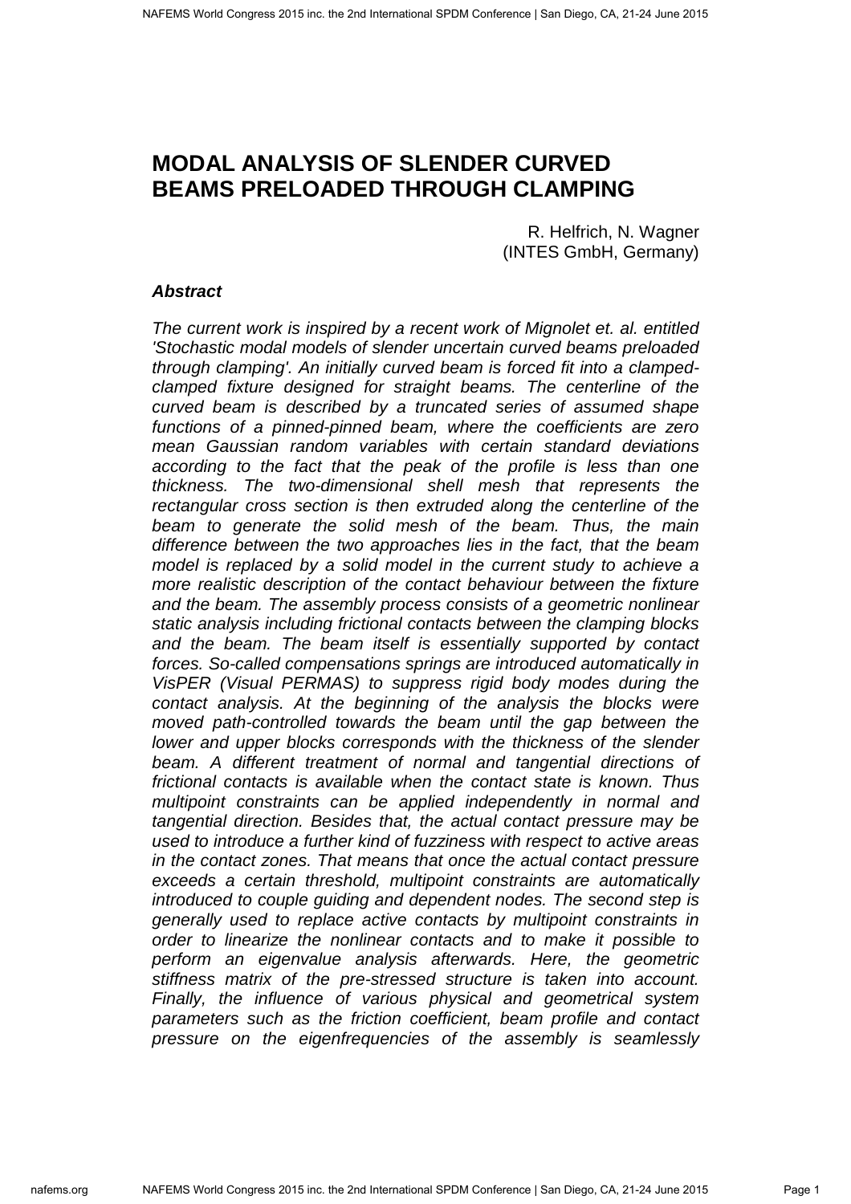# MODAL ANALYSIS OF SLENDER CURVED BEAMS PRELOADED THROUGH CLAMPING

R. Helfrich, N. Wagner
(INTES GmbH, Germany)

### *Abstract*

*The current work is inspired by a recent work of Mignolet et. al. entitled 'Stochastic modal models of slender uncertain curved beams preloaded through clamping'. An initially curved beam is forced fit into a clamped-clamped fixture designed for straight beams. The centerline of the curved beam is described by a truncated series of assumed shape functions of a pinned-pinned beam, where the coefficients are zero mean Gaussian random variables with certain standard deviations according to the fact that the peak of the profile is less than one thickness. The two-dimensional shell mesh that represents the rectangular cross section is then extruded along the centerline of the beam to generate the solid mesh of the beam. Thus, the main difference between the two approaches lies in the fact, that the beam model is replaced by a solid model in the current study to achieve a more realistic description of the contact behaviour between the fixture and the beam. The assembly process consists of a geometric nonlinear static analysis including frictional contacts between the clamping blocks and the beam. The beam itself is essentially supported by contact forces. So-called compensations springs are introduced automatically in VisPER (Visual PERMAS) to suppress rigid body modes during the contact analysis. At the beginning of the analysis the blocks were moved path-controlled towards the beam until the gap between the lower and upper blocks corresponds with the thickness of the slender beam. A different treatment of normal and tangential directions of frictional contacts is available when the contact state is known. Thus multipoint constraints can be applied independently in normal and tangential direction. Besides that, the actual contact pressure may be used to introduce a further kind of fuzziness with respect to active areas in the contact zones. That means that once the actual contact pressure exceeds a certain threshold, multipoint constraints are automatically introduced to couple guiding and dependent nodes. The second step is generally used to replace active contacts by multipoint constraints in order to linearize the nonlinear contacts and to make it possible to perform an eigenvalue analysis afterwards. Here, the geometric stiffness matrix of the pre-stressed structure is taken into account. Finally, the influence of various physical and geometrical system parameters such as the friction coefficient, beam profile and contact pressure on the eigenfrequencies of the assembly is seamlessly*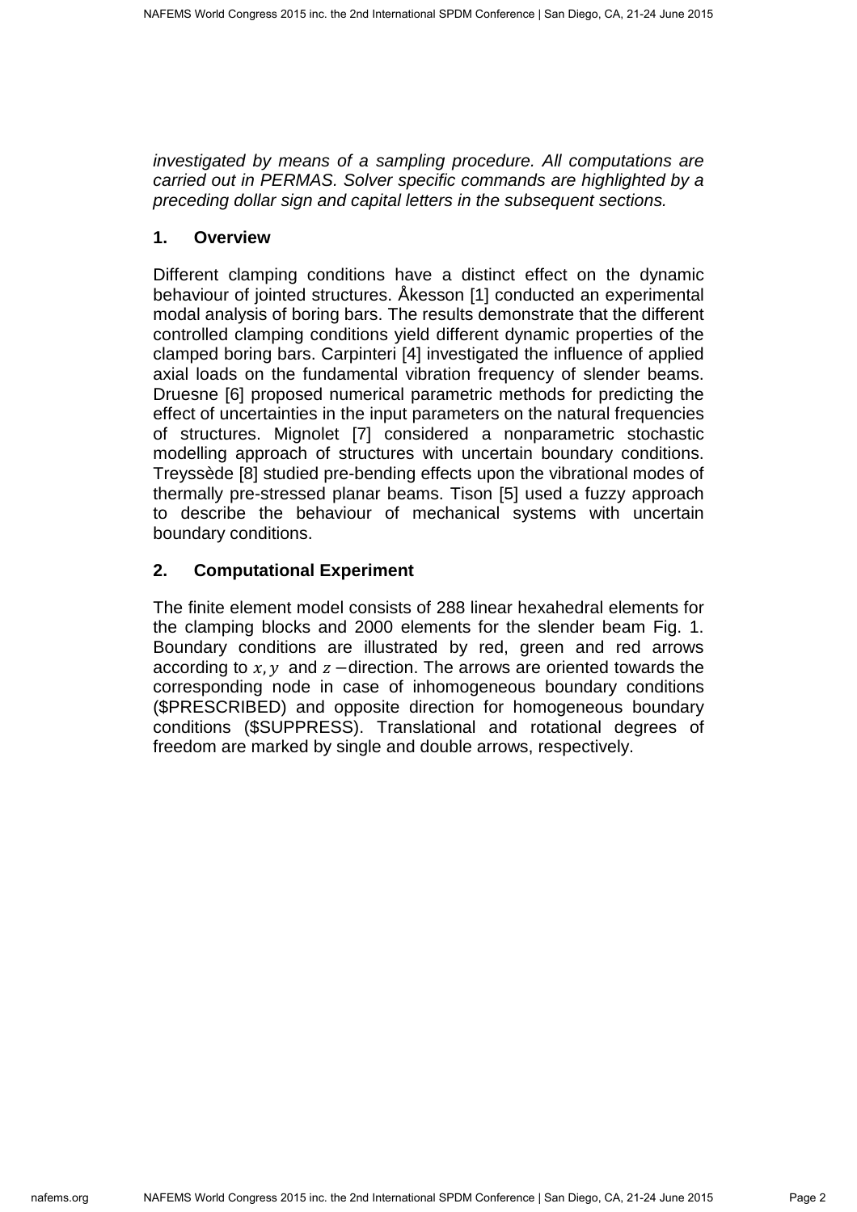*investigated by means of a sampling procedure. All computations are carried out in PERMAS. Solver specific commands are highlighted by a preceding dollar sign and capital letters in the subsequent sections.*

## 1. Overview

Different clamping conditions have a distinct effect on the dynamic behaviour of jointed structures. Åkesson [1] conducted an experimental modal analysis of boring bars. The results demonstrate that the different controlled clamping conditions yield different dynamic properties of the clamped boring bars. Carpinteri [4] investigated the influence of applied axial loads on the fundamental vibration frequency of slender beams. Druesne [6] proposed numerical parametric methods for predicting the effect of uncertainties in the input parameters on the natural frequencies of structures. Mignolet [7] considered a nonparametric stochastic modelling approach of structures with uncertain boundary conditions. Treyssède [8] studied pre-bending effects upon the vibrational modes of thermally pre-stressed planar beams. Tison [5] used a fuzzy approach to describe the behaviour of mechanical systems with uncertain boundary conditions.

## 2. Computational Experiment

The finite element model consists of 288 linear hexahedral elements for the clamping blocks and 2000 elements for the slender beam Fig. 1. Boundary conditions are illustrated by red, green and red arrows according to $x, y$ and $z-$direction. The arrows are oriented towards the corresponding node in case of inhomogeneous boundary conditions ($PRESCRIBED) and opposite direction for homogeneous boundary conditions ($SUPPRESS). Translational and rotational degrees of freedom are marked by single and double arrows, respectively.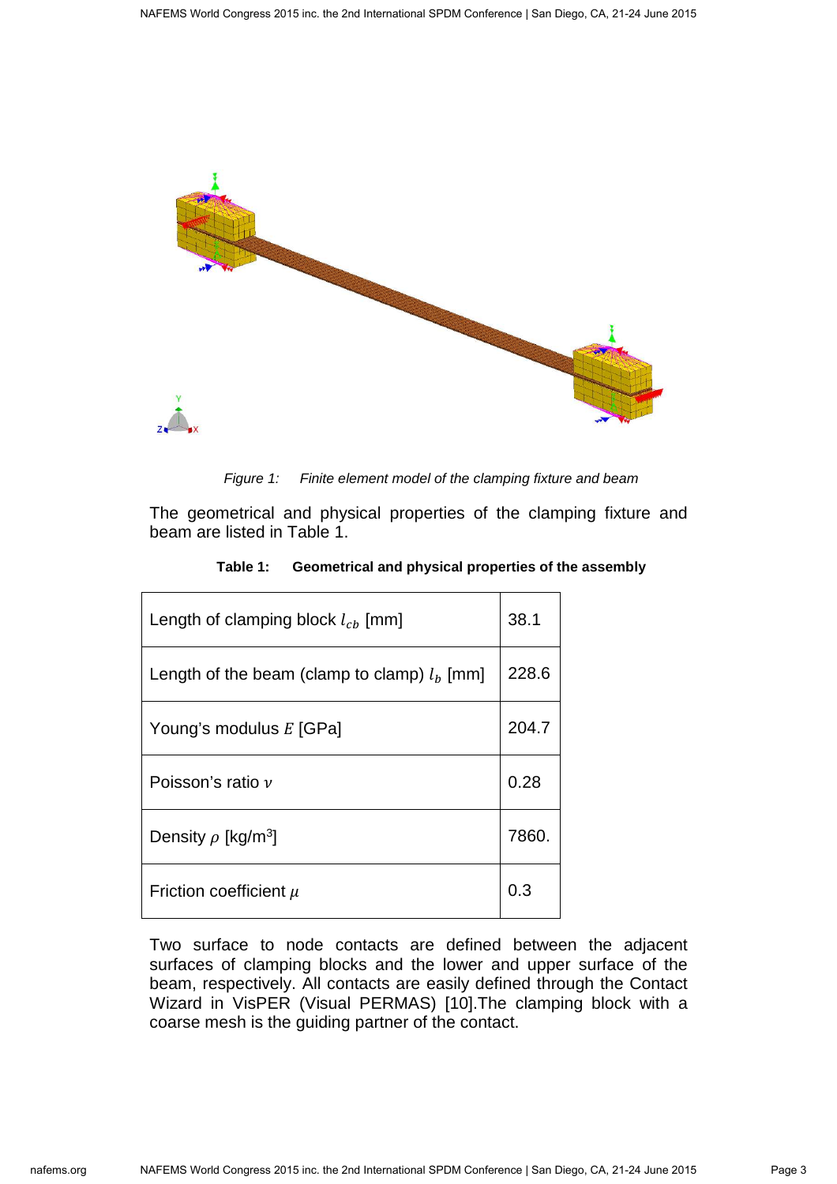*Figure 1: Finite element model of the clamping fixture and beam*

The geometrical and physical properties of the clamping fixture and beam are listed in Table 1.

**Table 1: Geometrical and physical properties of the assembly**

| Property | Value |
|---|---|
| Length of clamping block $l_{cb}$ [mm] | 38.1 |
| Length of the beam (clamp to clamp) $l_b$ [mm] | 228.6 |
| Young's modulus $E$ [GPa] | 204.7 |
| Poisson's ratio $\nu$ | 0.28 |
| Density $\rho$ [kg/m$^3$] | 7860. |
| Friction coefficient $\mu$ | 0.3 |

Two surface to node contacts are defined between the adjacent surfaces of clamping blocks and the lower and upper surface of the beam, respectively. All contacts are easily defined through the Contact Wizard in VisPER (Visual PERMAS) [10].The clamping block with a coarse mesh is the guiding partner of the contact.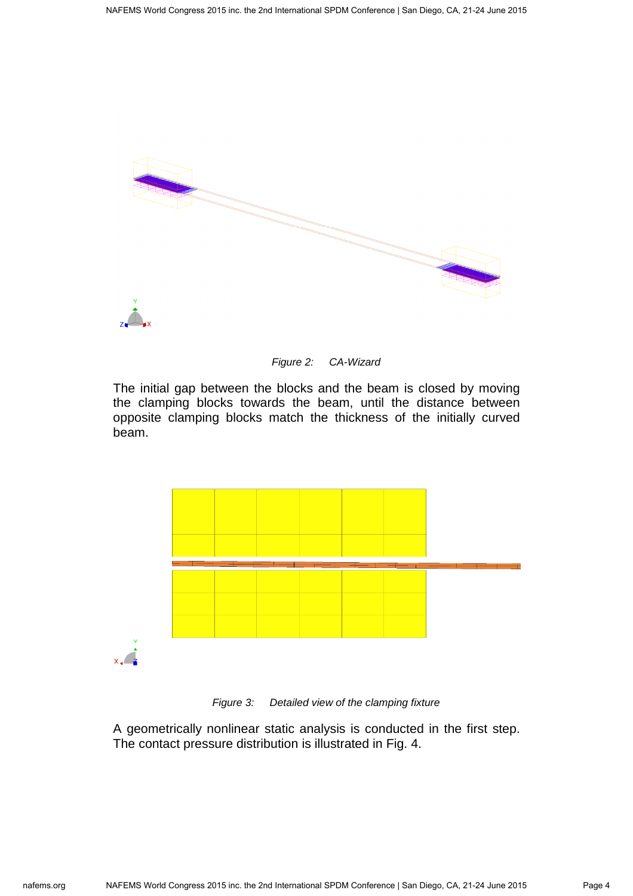Figure 2: CA-Wizard

The initial gap between the blocks and the beam is closed by moving the clamping blocks towards the beam, until the distance between opposite clamping blocks match the thickness of the initially curved beam.

Figure 3: Detailed view of the clamping fixture

A geometrically nonlinear static analysis is conducted in the first step. The contact pressure distribution is illustrated in Fig. 4.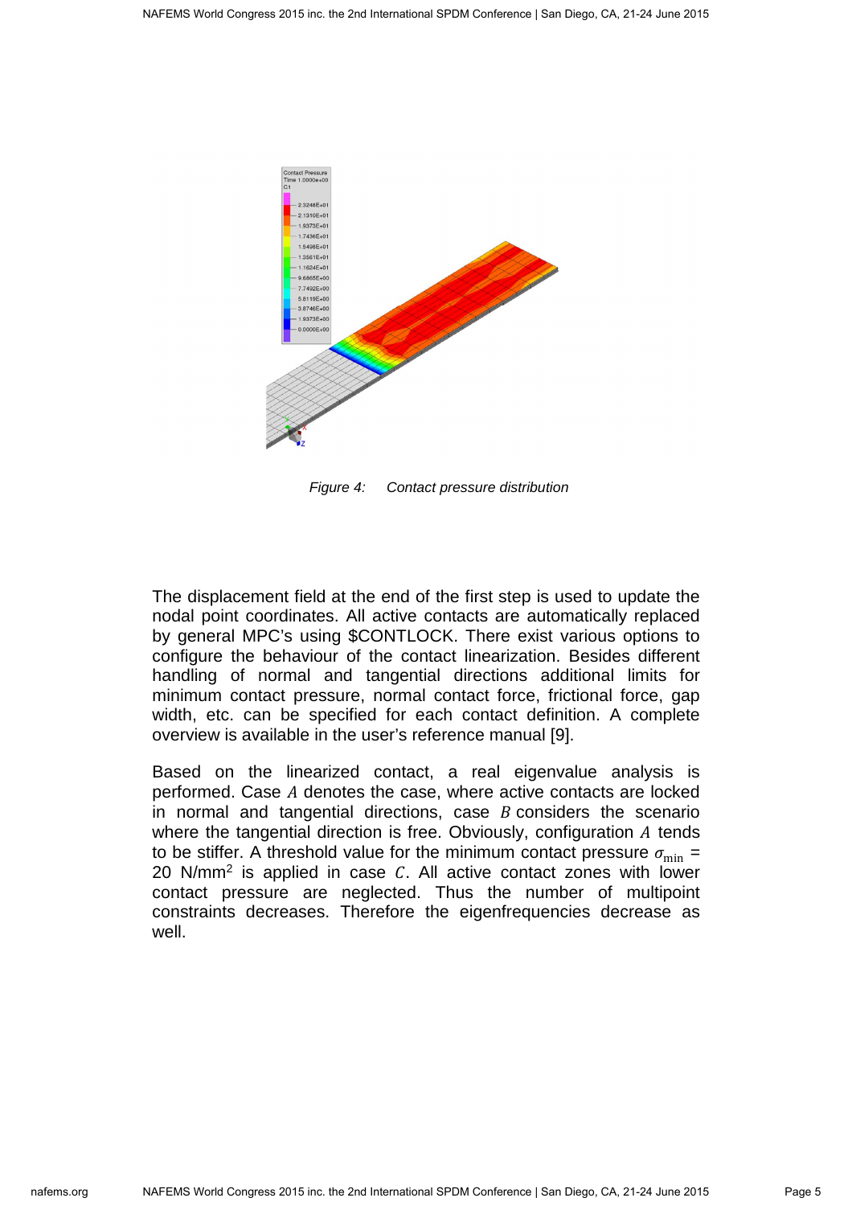Figure 4: Contact pressure distribution

The displacement field at the end of the first step is used to update the nodal point coordinates. All active contacts are automatically replaced by general MPC's using $CONTLOCK. There exist various options to configure the behaviour of the contact linearization. Besides different handling of normal and tangential directions additional limits for minimum contact pressure, normal contact force, frictional force, gap width, etc. can be specified for each contact definition. A complete overview is available in the user's reference manual [9].

Based on the linearized contact, a real eigenvalue analysis is performed. Case $A$ denotes the case, where active contacts are locked in normal and tangential directions, case $B$ considers the scenario where the tangential direction is free. Obviously, configuration $A$ tends to be stiffer. A threshold value for the minimum contact pressure $\sigma_{\min}$ = 20 N/mm$^2$ is applied in case $C$. All active contact zones with lower contact pressure are neglected. Thus the number of multipoint constraints decreases. Therefore the eigenfrequencies decrease as well.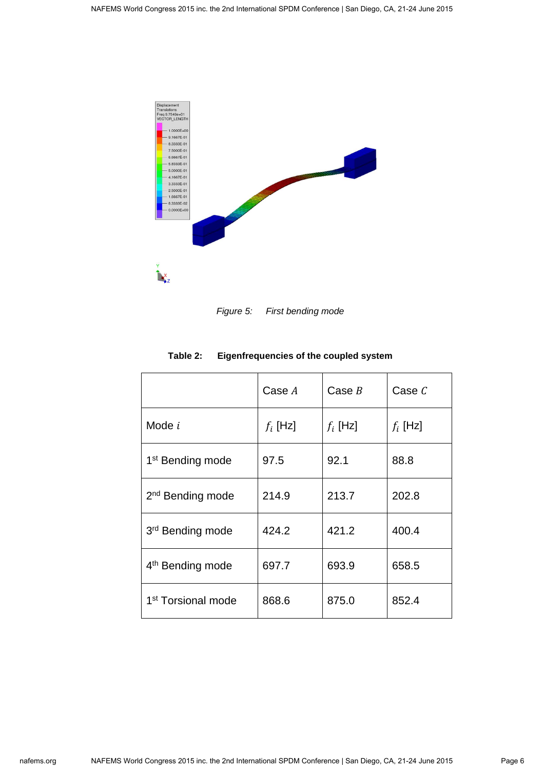*Figure 5: First bending mode*

**Table 2: Eigenfrequencies of the coupled system**

| | Case $A$ | Case $B$ | Case $C$ |
|---|---|---|---|
| Mode $i$ | $f_i$ [Hz] | $f_i$ [Hz] | $f_i$ [Hz] |
| 1st Bending mode | 97.5 | 92.1 | 88.8 |
| 2nd Bending mode | 214.9 | 213.7 | 202.8 |
| 3rd Bending mode | 424.2 | 421.2 | 400.4 |
| 4th Bending mode | 697.7 | 693.9 | 658.5 |
| 1st Torsional mode | 868.6 | 875.0 | 852.4 |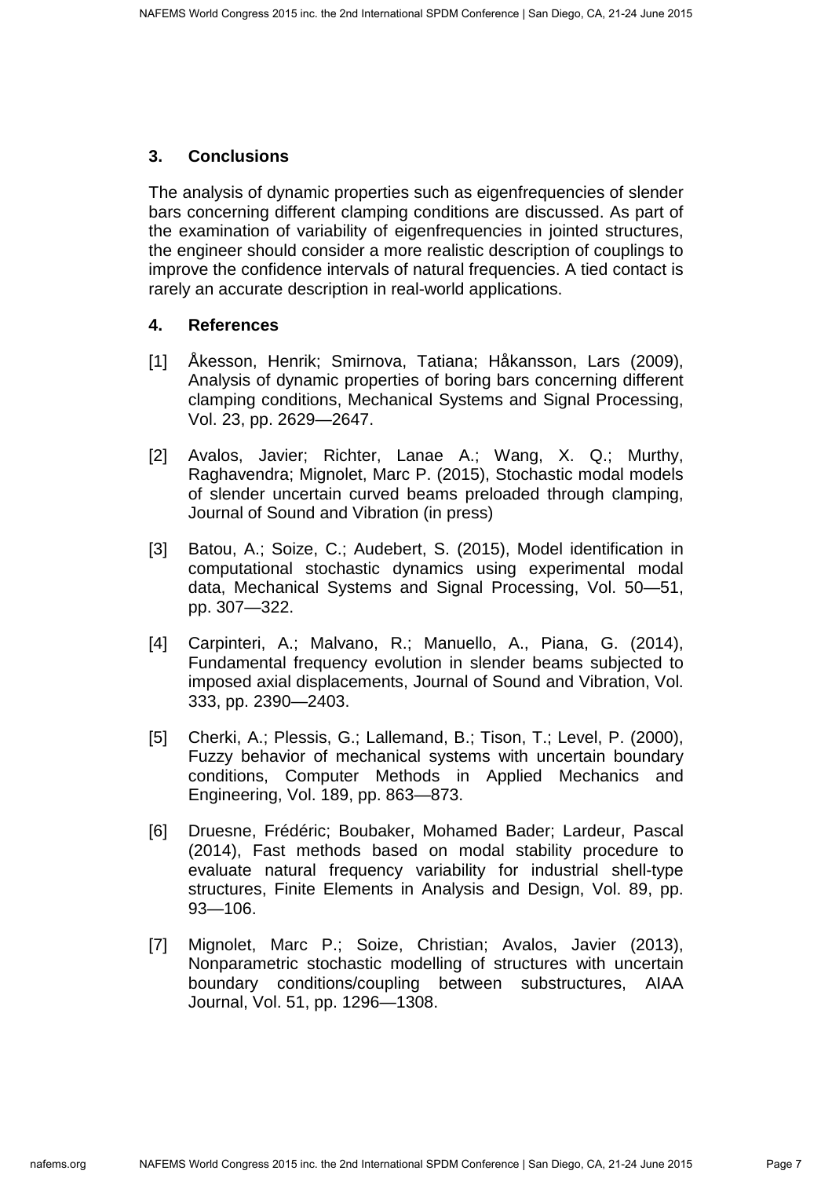## 3. Conclusions

The analysis of dynamic properties such as eigenfrequencies of slender bars concerning different clamping conditions are discussed. As part of the examination of variability of eigenfrequencies in jointed structures, the engineer should consider a more realistic description of couplings to improve the confidence intervals of natural frequencies. A tied contact is rarely an accurate description in real-world applications.

## 4. References

[1] Åkesson, Henrik; Smirnova, Tatiana; Håkansson, Lars (2009), Analysis of dynamic properties of boring bars concerning different clamping conditions, Mechanical Systems and Signal Processing, Vol. 23, pp. 2629—2647.

[2] Avalos, Javier; Richter, Lanae A.; Wang, X. Q.; Murthy, Raghavendra; Mignolet, Marc P. (2015), Stochastic modal models of slender uncertain curved beams preloaded through clamping, Journal of Sound and Vibration (in press)

[3] Batou, A.; Soize, C.; Audebert, S. (2015), Model identification in computational stochastic dynamics using experimental modal data, Mechanical Systems and Signal Processing, Vol. 50—51, pp. 307—322.

[4] Carpinteri, A.; Malvano, R.; Manuello, A., Piana, G. (2014), Fundamental frequency evolution in slender beams subjected to imposed axial displacements, Journal of Sound and Vibration, Vol. 333, pp. 2390—2403.

[5] Cherki, A.; Plessis, G.; Lallemand, B.; Tison, T.; Level, P. (2000), Fuzzy behavior of mechanical systems with uncertain boundary conditions, Computer Methods in Applied Mechanics and Engineering, Vol. 189, pp. 863—873.

[6] Druesne, Frédéric; Boubaker, Mohamed Bader; Lardeur, Pascal (2014), Fast methods based on modal stability procedure to evaluate natural frequency variability for industrial shell-type structures, Finite Elements in Analysis and Design, Vol. 89, pp. 93—106.

[7] Mignolet, Marc P.; Soize, Christian; Avalos, Javier (2013), Nonparametric stochastic modelling of structures with uncertain boundary conditions/coupling between substructures, AIAA Journal, Vol. 51, pp. 1296—1308.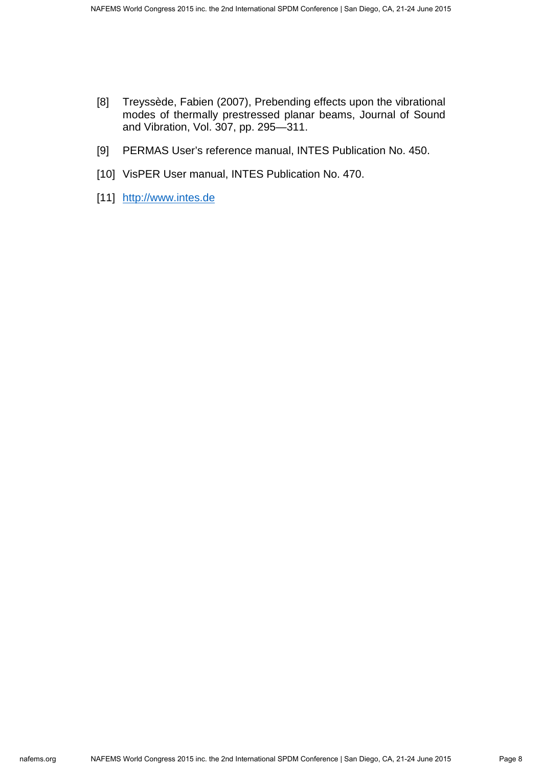[8] Treyssède, Fabien (2007), Prebending effects upon the vibrational modes of thermally prestressed planar beams, Journal of Sound and Vibration, Vol. 307, pp. 295—311.

[9] PERMAS User's reference manual, INTES Publication No. 450.

[10] VisPER User manual, INTES Publication No. 470.

[11] http://www.intes.de